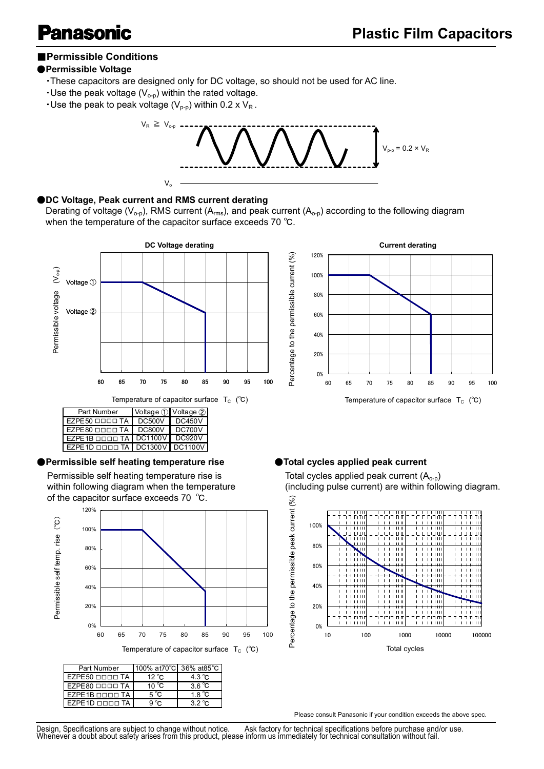## Plastic Film Capacitors

### ■Permissible Conditions

#### ●Permissible Voltage

- These capacitors are designed only for DC voltage, so should not be used for AC line.
- Use the peak voltage ($V_{o-p}$) within the rated voltage.
- Use the peak to peak voltage ($V_{p-p}$) within 0.2 x $V_R$ .

$V_R \geqq V_{o-p}$

$V_{p-p} = 0.2 \times V_R$

$V_o$

#### ●DC Voltage, Peak current and RMS current derating

Derating of voltage ($V_{o-p}$), RMS current ($A_{rms}$), and peak current ($A_{o-p}$) according to the following diagram when the temperature of the capacitor surface exceeds 70 ℃.

**DC Voltage derating**

Permissible voltage ($V_{o-p}$)

Voltage ①

Voltage ②

60 65 70 75 80 85 90 95 100

Temperature of capacitor surface $T_C$ (℃)

**Current derating**

Percentage to the permissible current (%)

0% 20% 40% 60% 80% 100% 120%

60 65 70 75 80 85 90 95 100

Temperature of capacitor surface $T_C$ (℃)

| Part Number | Voltage ① | Voltage ② |
|---|---|---|
| EZPE50 □□□□ TA | DC500V | DC450V |
| EZPE80 □□□□ TA | DC800V | DC700V |
| EZPE1B □□□□ TA | DC1100V | DC920V |
| EZPE1D □□□□ TA | DC1300V | DC1100V |

#### ●Permissible self heating temperature rise

Permissible self heating temperature rise is within following diagram when the temperature of the capacitor surface exceeds 70 ℃.

Permissible self temp. rise (℃)

0% 20% 40% 60% 80% 100% 120%

60 65 70 75 80 85 90 95 100

Temperature of capacitor surface $T_C$ (℃)

| Part Number | 100% at70℃ | 36% at85℃ |
|---|---|---|
| EZPE50 □□□□ TA | 12 ℃ | 4.3 ℃ |
| EZPE80 □□□□ TA | 10 ℃ | 3.6 ℃ |
| EZPE1B □□□□ TA | 5 ℃ | 1.8 ℃ |
| EZPE1D □□□□ TA | 9 ℃ | 3.2 ℃ |

#### ●Total cycles applied peak current

Total cycles applied peak current ($A_{o-p}$) (including pulse current) are within following diagram.

Percentage to the permissible peak current (%)

0% 20% 40% 60% 80% 100%

10 100 1000 10000 100000

Total cycles

Please consult Panasonic if your condition exceeds the above spec.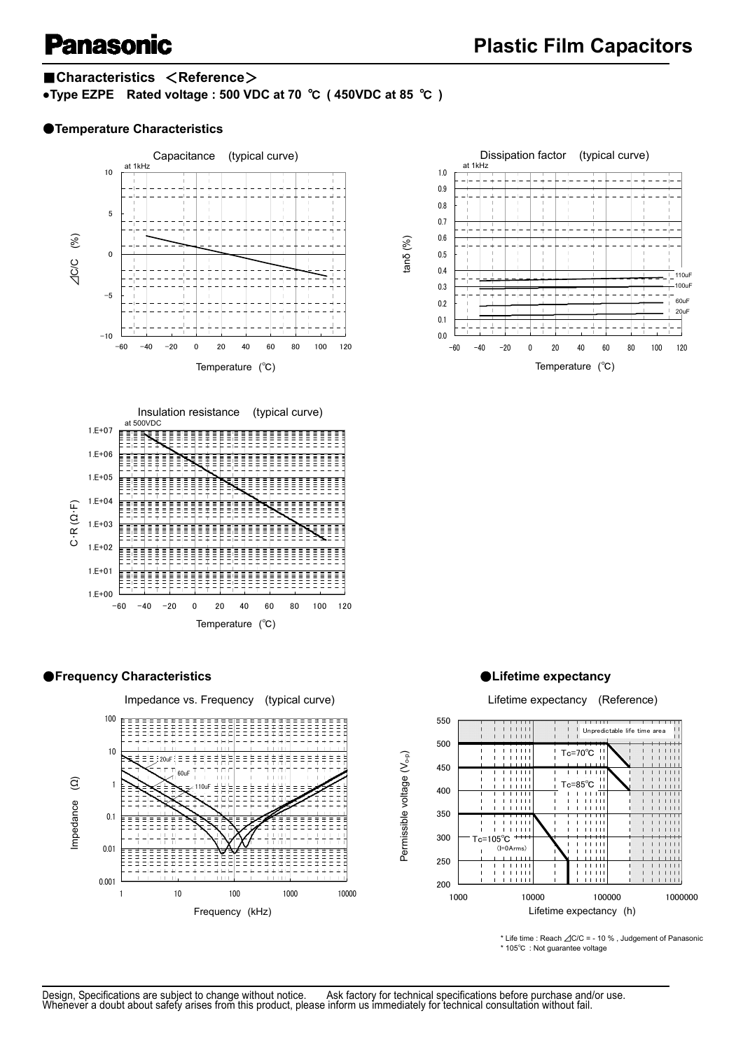## ■Characteristics ＜Reference＞

**●Type EZPE Rated voltage : 500 VDC at 70 ℃ ( 450VDC at 85 ℃ )**

### ●Temperature Characteristics

Capacitance (typical curve)

Dissipation factor (typical curve)

Insulation resistance (typical curve)

### ●Frequency Characteristics

Impedance vs. Frequency (typical curve)

### ●Lifetime expectancy

Lifetime expectancy (Reference)

* Life time : Reach ⊿C/C = - 10 % , Judgement of Panasonic
* 105℃ : Not guarantee voltage

Design, Specifications are subject to change without notice. Ask factory for technical specifications before purchase and/or use.
Whenever a doubt about safety arises from this product, please inform us immediately for technical consultation without fail.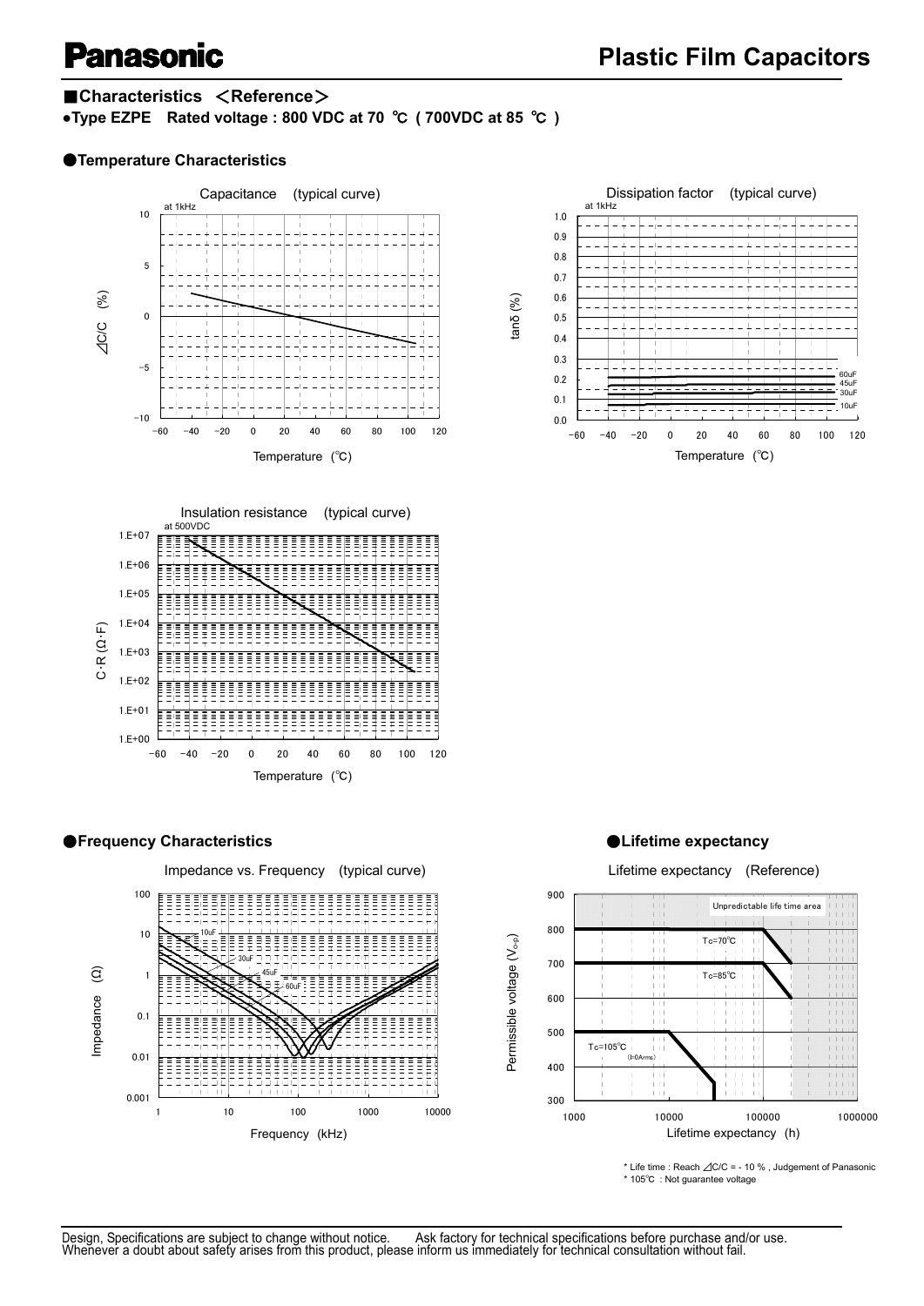## ■Characteristics ＜Reference＞

**●Type EZPE Rated voltage : 800 VDC at 70 ℃ ( 700VDC at 85 ℃ )**

### ●Temperature Characteristics

Capacitance (typical curve)

at 1kHz

Dissipation factor (typical curve)

at 1kHz

Insulation resistance (typical curve)

at 500VDC

### ●Frequency Characteristics

Impedance vs. Frequency (typical curve)

### ●Lifetime expectancy

Lifetime expectancy (Reference)

\* Life time : Reach ⊿C/C = - 10 % , Judgement of Panasonic
\* 105℃ : Not guarantee voltage

Design, Specifications are subject to change without notice. Ask factory for technical specifications before purchase and/or use.
Whenever a doubt about safety arises from this product, please inform us immediately for technical consultation without fail.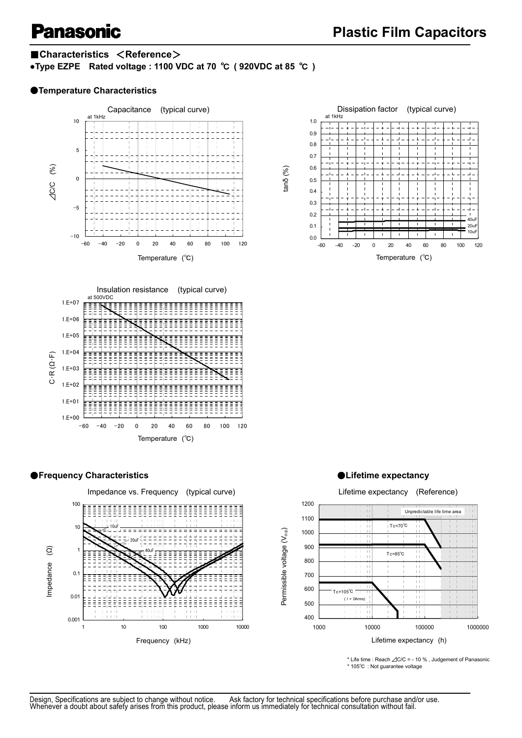## ■Characteristics ＜Reference＞

**●Type EZPE Rated voltage : 1100 VDC at 70 ℃ ( 920VDC at 85 ℃ )**

### ●Temperature Characteristics

Capacitance (typical curve)

at 1kHz

Dissipation factor (typical curve)

at 1kHz

Insulation resistance (typical curve)

at 500VDC

### ●Frequency Characteristics

Impedance vs. Frequency (typical curve)

### ●Lifetime expectancy

Lifetime expectancy (Reference)

\* Life time : Reach ⊿C/C = - 10 % , Judgement of Panasonic

\* 105℃ : Not guarantee voltage

Design, Specifications are subject to change without notice. Ask factory for technical specifications before purchase and/or use.
Whenever a doubt about safety arises from this product, please inform us immediately for technical consultation without fail.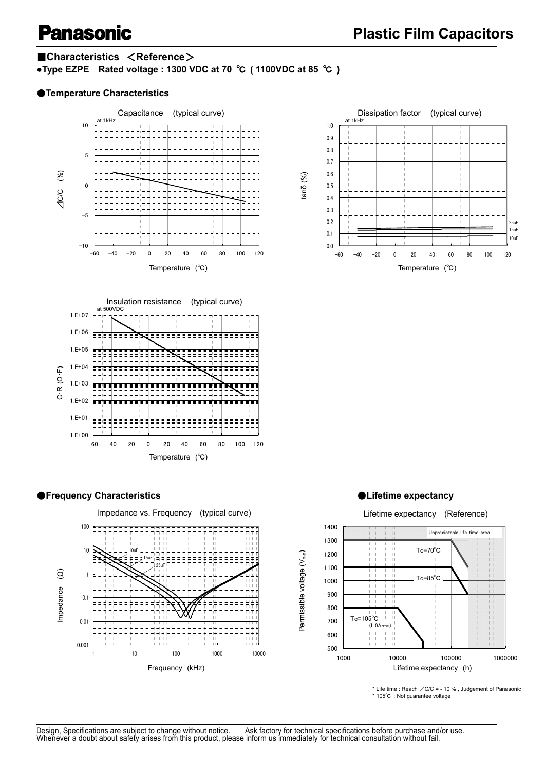## ■Characteristics ＜Reference＞

**●Type EZPE Rated voltage : 1300 VDC at 70 ℃ ( 1100VDC at 85 ℃ )**

### ●Temperature Characteristics

Capacitance (typical curve)

at 1kHz

⊿C/C (%)

10
5
0
−5
−10

−60 −40 −20 0 20 40 60 80 100 120

Temperature (℃)

Dissipation factor (typical curve)

at 1kHz

tanδ (%)

1.0
0.9
0.8
0.7
0.6
0.5
0.4
0.3
0.2
0.1
0.0

25uF
15uF
10uF

−60 −40 −20 0 20 40 60 80 100 120

Temperature (℃)

Insulation resistance (typical curve)

at 500VDC

C·R (Ω·F)

1.E+07
1.E+06
1.E+05
1.E+04
1.E+03
1.E+02
1.E+01
1.E+00

−60 −40 −20 0 20 40 60 80 100 120

Temperature (℃)

### ●Frequency Characteristics

Impedance vs. Frequency (typical curve)

Impedance (Ω)

100
10
1
0.1
0.01
0.001

10uF
15uF
25uF

1 10 100 1000 10000

Frequency (kHz)

### ●Lifetime expectancy

Lifetime expectancy (Reference)

Permissible voltage ($V_{o-p}$)

1400
1300
1200
1100
1000
900
800
700
600
500

Unpredictable life time area

Tc=70℃

Tc=85℃

Tc=105℃
(I=0Arms)

1000 10000 100000 1000000

Lifetime expectancy (h)

\* Life time : Reach ⊿C/C = - 10 % , Judgement of Panasonic
\* 105℃ : Not guarantee voltage

Design, Specifications are subject to change without notice. Ask factory for technical specifications before purchase and/or use.
Whenever a doubt about safety arises from this product, please inform us immediately for technical consultation without fail.